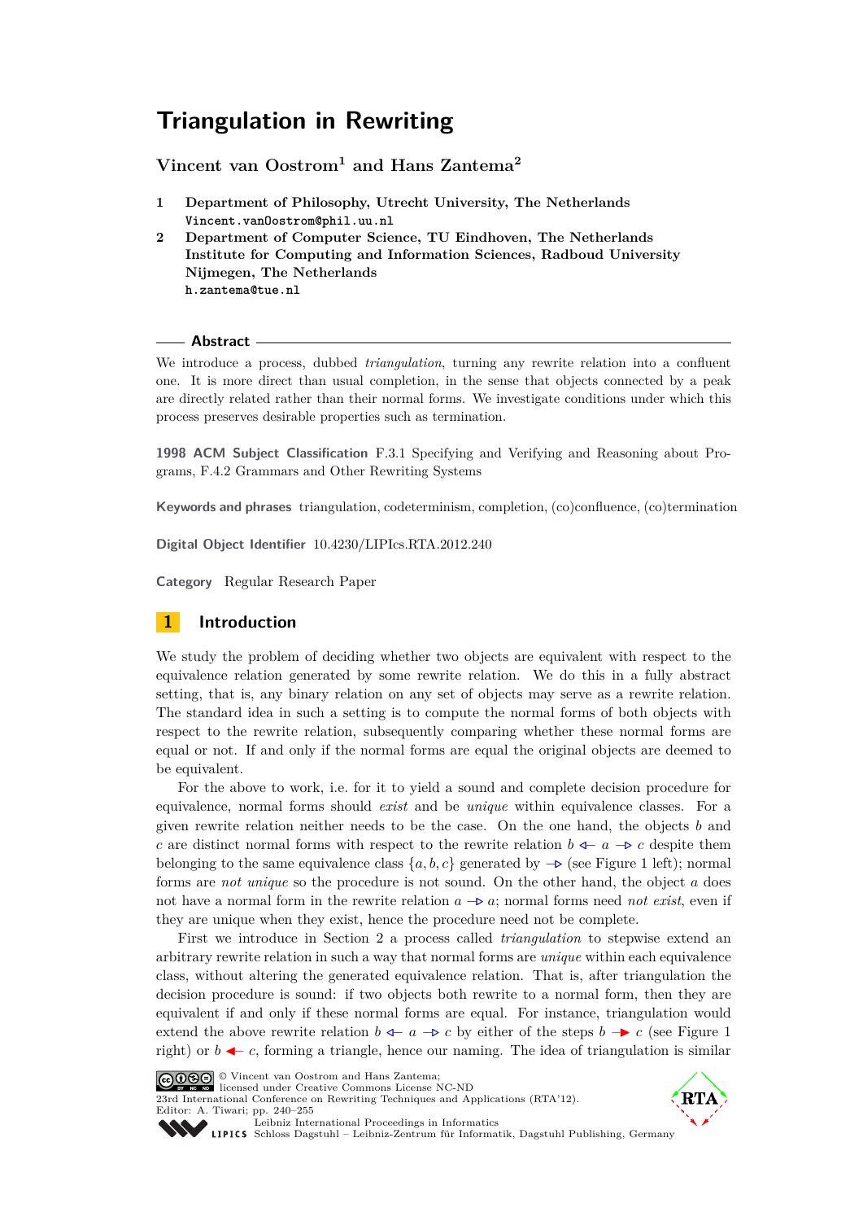# Triangulation in Rewriting

**Vincent van Oostrom[1] and Hans Zantema[2]**

1 **Department of Philosophy, Utrecht University, The Netherlands**
`Vincent.vanOostrom@phil.uu.nl`

2 **Department of Computer Science, TU Eindhoven, The Netherlands**
**Institute for Computing and Information Sciences, Radboud University Nijmegen, The Netherlands**
`h.zantema@tue.nl`

## Abstract

We introduce a process, dubbed *triangulation*, turning any rewrite relation into a confluent one. It is more direct than usual completion, in the sense that objects connected by a peak are directly related rather than their normal forms. We investigate conditions under which this process preserves desirable properties such as termination.

**1998 ACM Subject Classification** F.3.1 Specifying and Verifying and Reasoning about Programs, F.4.2 Grammars and Other Rewriting Systems

**Keywords and phrases** triangulation, codeterminism, completion, (co)confluence, (co)termination

**Digital Object Identifier** 10.4230/LIPIcs.RTA.2012.240

**Category** Regular Research Paper

## 1 Introduction

We study the problem of deciding whether two objects are equivalent with respect to the equivalence relation generated by some rewrite relation. We do this in a fully abstract setting, that is, any binary relation on any set of objects may serve as a rewrite relation. The standard idea in such a setting is to compute the normal forms of both objects with respect to the rewrite relation, subsequently comparing whether these normal forms are equal or not. If and only if the normal forms are equal the original objects are deemed to be equivalent.

For the above to work, i.e. for it to yield a sound and complete decision procedure for equivalence, normal forms should *exist* and be *unique* within equivalence classes. For a given rewrite relation neither needs to be the case. On the one hand, the objects $b$ and $c$ are distinct normal forms with respect to the rewrite relation $b \leftarrow a \rightarrow c$ despite them belonging to the same equivalence class $\{a, b, c\}$ generated by $\rightarrow$ (see Figure 1 left); normal forms are *not unique* so the procedure is not sound. On the other hand, the object $a$ does not have a normal form in the rewrite relation $a \rightarrow a$; normal forms need *not exist*, even if they are unique when they exist, hence the procedure need not be complete.

First we introduce in Section 2 a process called *triangulation* to stepwise extend an arbitrary rewrite relation in such a way that normal forms are *unique* within each equivalence class, without altering the generated equivalence relation. That is, after triangulation the decision procedure is sound: if two objects both rewrite to a normal form, then they are equivalent if and only if these normal forms are equal. For instance, triangulation would extend the above rewrite relation $b \leftarrow a \rightarrow c$ by either of the steps $b \rightarrow c$ (see Figure 1 right) or $b \leftarrow c$, forming a triangle, hence our naming. The idea of triangulation is similar

© Vincent van Oostrom and Hans Zantema;
licensed under Creative Commons License NC-ND
23rd International Conference on Rewriting Techniques and Applications (RTA'12).
Editor: A. Tiwari; pp. 240–255
Leibniz International Proceedings in Informatics
LIPICS Schloss Dagstuhl – Leibniz-Zentrum für Informatik, Dagstuhl Publishing, Germany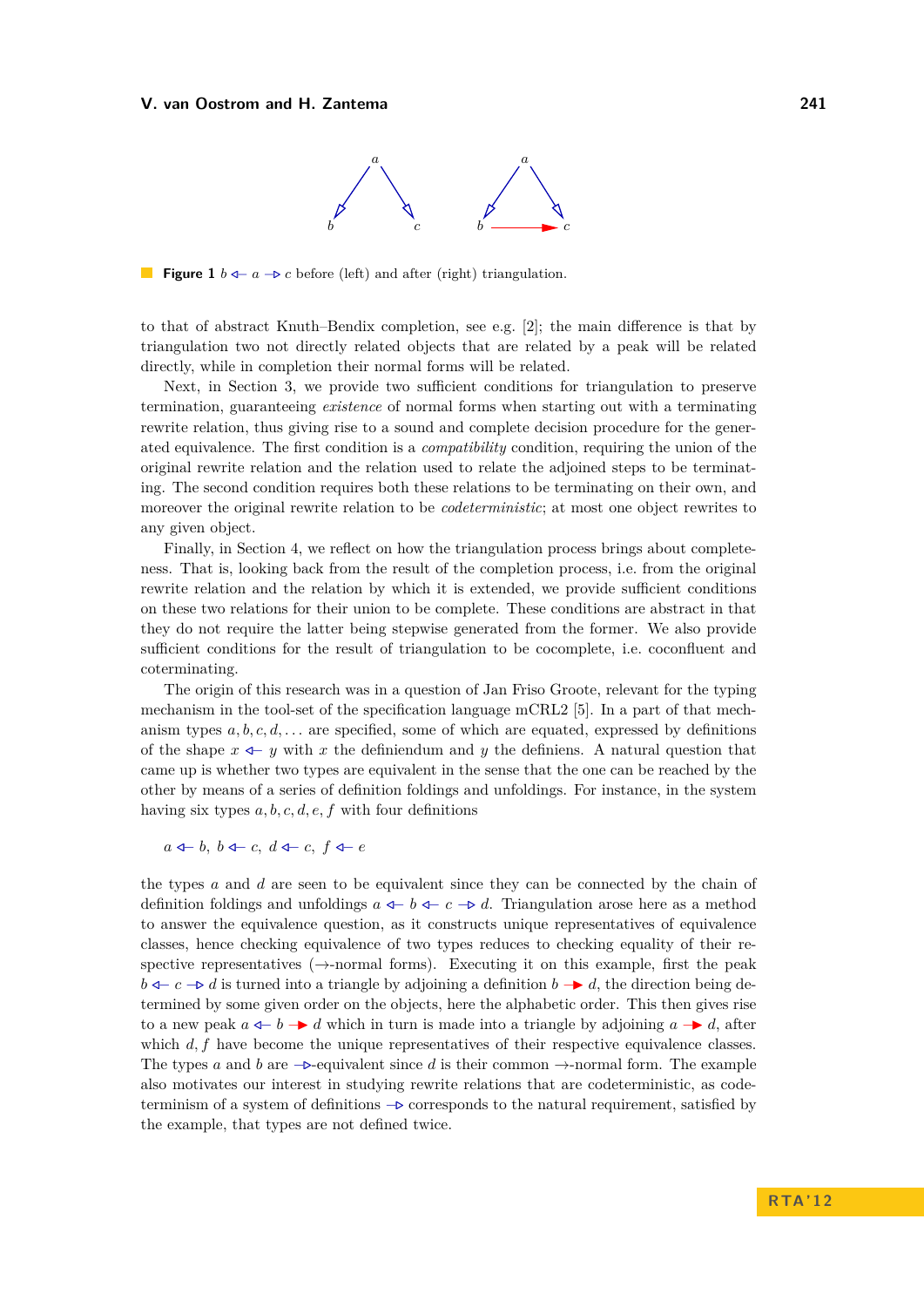**Figure 1** $b \mathrel{\triangleleft\!\!-} a \mathrel{-\!\!\triangleright} c$ before (left) and after (right) triangulation.

to that of abstract Knuth–Bendix completion, see e.g. [2]; the main difference is that by triangulation two not directly related objects that are related by a peak will be related directly, while in completion their normal forms will be related.

Next, in Section 3, we provide two sufficient conditions for triangulation to preserve termination, guaranteeing *existence* of normal forms when starting out with a terminating rewrite relation, thus giving rise to a sound and complete decision procedure for the generated equivalence. The first condition is a *compatibility* condition, requiring the union of the original rewrite relation and the relation used to relate the adjoined steps to be terminating. The second condition requires both these relations to be terminating on their own, and moreover the original rewrite relation to be *codeterministic*; at most one object rewrites to any given object.

Finally, in Section 4, we reflect on how the triangulation process brings about completeness. That is, looking back from the result of the completion process, i.e. from the original rewrite relation and the relation by which it is extended, we provide sufficient conditions on these two relations for their union to be complete. These conditions are abstract in that they do not require the latter being stepwise generated from the former. We also provide sufficient conditions for the result of triangulation to be cocomplete, i.e. coconfluent and coterminating.

The origin of this research was in a question of Jan Friso Groote, relevant for the typing mechanism in the tool-set of the specification language mCRL2 [5]. In a part of that mechanism types $a, b, c, d, \ldots$ are specified, some of which are equated, expressed by definitions of the shape $x \mathrel{\triangleleft\!\!-} y$ with $x$ the definiendum and $y$ the definiens. A natural question that came up is whether two types are equivalent in the sense that the one can be reached by the other by means of a series of definition foldings and unfoldings. For instance, in the system having six types $a, b, c, d, e, f$ with four definitions

$a \mathrel{\triangleleft\!\!-} b,\ b \mathrel{\triangleleft\!\!-} c,\ d \mathrel{\triangleleft\!\!-} c,\ f \mathrel{\triangleleft\!\!-} e$

the types $a$ and $d$ are seen to be equivalent since they can be connected by the chain of definition foldings and unfoldings $a \mathrel{\triangleleft\!\!-} b \mathrel{\triangleleft\!\!-} c \mathrel{-\!\!\triangleright} d$. Triangulation arose here as a method to answer the equivalence question, as it constructs unique representatives of equivalence classes, hence checking equivalence of two types reduces to checking equality of their respective representatives ($\rightarrow$-normal forms). Executing it on this example, first the peak $b \mathrel{\triangleleft\!\!-} c \mathrel{-\!\!\triangleright} d$ is turned into a triangle by adjoining a definition $b \mathrel{-\!\!\blacktriangleright} d$, the direction being determined by some given order on the objects, here the alphabetic order. This then gives rise to a new peak $a \mathrel{\triangleleft\!\!-} b \mathrel{-\!\!\blacktriangleright} d$ which in turn is made into a triangle by adjoining $a \mathrel{-\!\!\blacktriangleright} d$, after which $d, f$ have become the unique representatives of their respective equivalence classes. The types $a$ and $b$ are $\mathrel{-\!\!\triangleright}$-equivalent since $d$ is their common $\rightarrow$-normal form. The example also motivates our interest in studying rewrite relations that are codeterministic, as codeterminism of a system of definitions $\mathrel{-\!\!\triangleright}$ corresponds to the natural requirement, satisfied by the example, that types are not defined twice.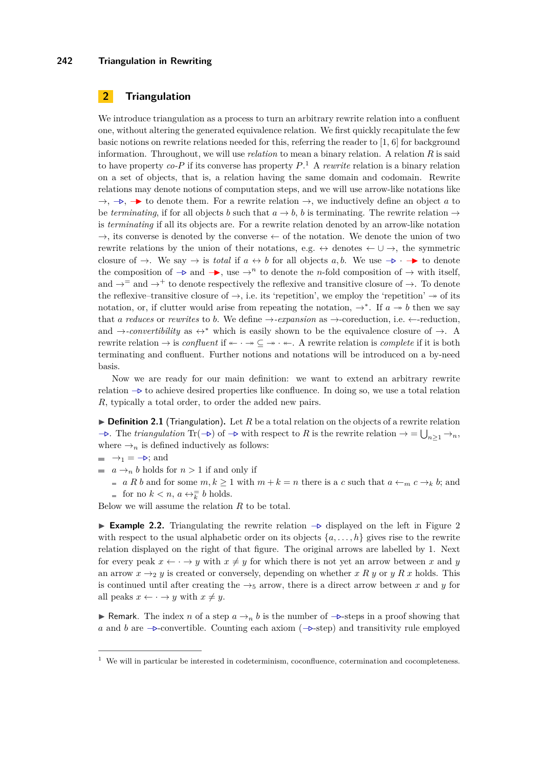## 2 Triangulation

We introduce triangulation as a process to turn an arbitrary rewrite relation into a confluent one, without altering the generated equivalence relation. We first quickly recapitulate the few basic notions on rewrite relations needed for this, referring the reader to [1, 6] for background information. Throughout, we will use *relation* to mean a binary relation. A relation $R$ is said to have property *co-*$P$ if its converse has property $P$.[1] A *rewrite* relation is a binary relation on a set of objects, that is, a relation having the same domain and codomain. Rewrite relations may denote notions of computation steps, and we will use arrow-like notations like $\to$, $\rightarrowtriangle$, $\blacktriangleright$ to denote them. For a rewrite relation $\to$, we inductively define an object $a$ to be *terminating*, if for all objects $b$ such that $a \to b$, $b$ is terminating. The rewrite relation $\to$ is *terminating* if all its objects are. For a rewrite relation denoted by an arrow-like notation $\to$, its converse is denoted by the converse $\leftarrow$ of the notation. We denote the union of two rewrite relations by the union of their notations, e.g. $\leftrightarrow$ denotes $\leftarrow \cup \to$, the symmetric closure of $\to$. We say $\to$ is *total* if $a \leftrightarrow b$ for all objects $a, b$. We use $\rightarrowtriangle \cdot \blacktriangleright$ to denote the composition of $\rightarrowtriangle$ and $\blacktriangleright$, use $\to^n$ to denote the $n$-fold composition of $\to$ with itself, and $\to^=$ and $\to^+$ to denote respectively the reflexive and transitive closure of $\to$. To denote the reflexive–transitive closure of $\to$, i.e. its 'repetition', we employ the 'repetition' $\twoheadrightarrow$ of its notation, or, if clutter would arise from repeating the notation, $\to^*$. If $a \twoheadrightarrow b$ then we say that $a$ *reduces* or *rewrites* to $b$. We define $\to$*-expansion* as $\to$-coreduction, i.e. $\leftarrow$-reduction, and $\to$*-convertibility* as $\leftrightarrow^*$ which is easily shown to be the equivalence closure of $\to$. A rewrite relation $\to$ is *confluent* if $\twoheadleftarrow \cdot \twoheadrightarrow \subseteq \twoheadrightarrow \cdot \twoheadleftarrow$. A rewrite relation is *complete* if it is both terminating and confluent. Further notions and notations will be introduced on a by-need basis.

Now we are ready for our main definition: we want to extend an arbitrary rewrite relation $\rightarrowtriangle$ to achieve desired properties like confluence. In doing so, we use a total relation $R$, typically a total order, to order the added new pairs.

▶ **Definition 2.1** (Triangulation). Let $R$ be a total relation on the objects of a rewrite relation $\rightarrowtriangle$. The *triangulation* $\mathrm{Tr}(\rightarrowtriangle)$ of $\rightarrowtriangle$ with respect to $R$ is the rewrite relation $\to = \bigcup_{n \geq 1} \to_n$, where $\to_n$ is defined inductively as follows:

- $\to_1 = \rightarrowtriangle$; and
- $a \to_n b$ holds for $n > 1$ if and only if
  - $a \; R \; b$ and for some $m, k \geq 1$ with $m + k = n$ there is a $c$ such that $a \leftarrow_m c \to_k b$; and
  - for no $k < n$, $a \leftrightarrow_k^= b$ holds.

Below we will assume the relation $R$ to be total.

▶ **Example 2.2.** Triangulating the rewrite relation $\rightarrowtriangle$ displayed on the left in Figure 2 with respect to the usual alphabetic order on its objects $\{a, \ldots, h\}$ gives rise to the rewrite relation displayed on the right of that figure. The original arrows are labelled by 1. Next for every peak $x \leftarrow \cdot \to y$ with $x \neq y$ for which there is not yet an arrow between $x$ and $y$ an arrow $x \to_2 y$ is created or conversely, depending on whether $x \; R \; y$ or $y \; R \; x$ holds. This is continued until after creating the $\to_5$ arrow, there is a direct arrow between $x$ and $y$ for all peaks $x \leftarrow \cdot \to y$ with $x \neq y$.

▶ Remark. The index $n$ of a step $a \to_n b$ is the number of $\rightarrowtriangle$-steps in a proof showing that $a$ and $b$ are $\rightarrowtriangle$-convertible. Counting each axiom ($\rightarrowtriangle$-step) and transitivity rule employed

[1] We will in particular be interested in codeterminism, coconfluence, cotermination and cocompleteness.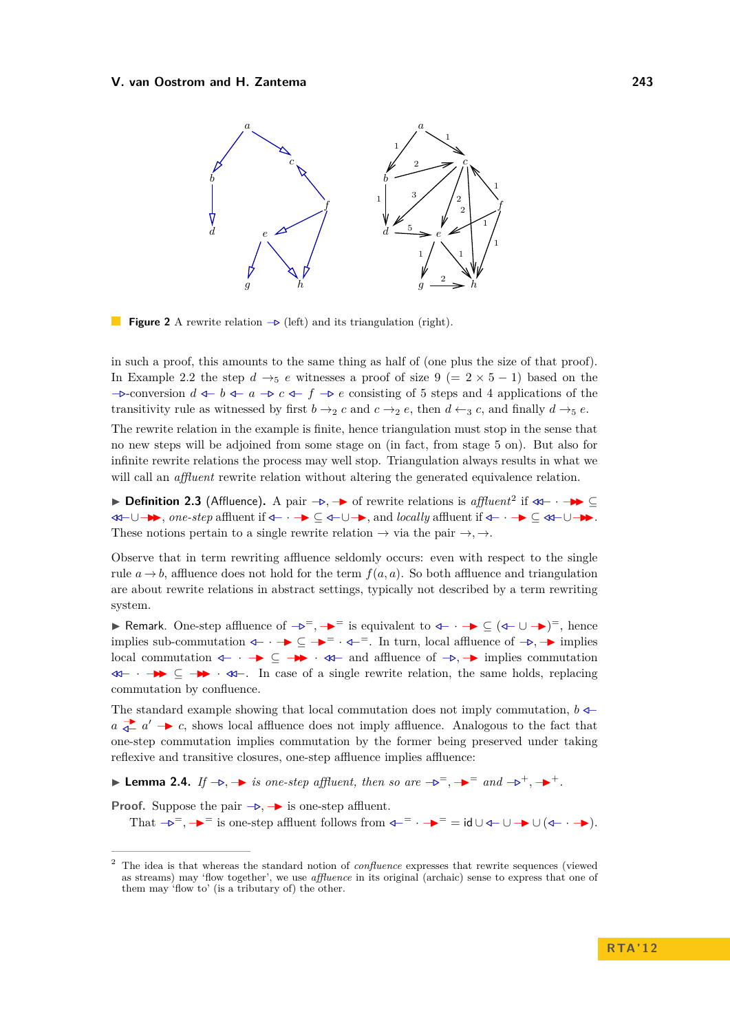Figure 2 A rewrite relation $\rhd$ (left) and its triangulation (right).

in such a proof, this amounts to the same thing as half of (one plus the size of that proof). In Example 2.2 the step $d \to_5 e$ witnesses a proof of size 9 $(= 2 \times 5 - 1)$ based on the $\rhd$-conversion $d \lhd b \lhd a \rhd c \lhd f \rhd e$ consisting of 5 steps and 4 applications of the transitivity rule as witnessed by first $b \to_2 c$ and $c \to_2 e$, then $d \leftarrow_3 c$, and finally $d \to_5 e$.

The rewrite relation in the example is finite, hence triangulation must stop in the sense that no new steps will be adjoined from some stage on (in fact, from stage 5 on). But also for infinite rewrite relations the process may well stop. Triangulation always results in what we will call an *affluent* rewrite relation without altering the generated equivalence relation.

▶ **Definition 2.3** (Affluence). A pair $\rhd, \blacktriangleright$ of rewrite relations is *affluent*[2] if $\lhd\!\lhd \cdot \blacktriangleright\!\blacktriangleright \subseteq \lhd\!\lhd \cup \blacktriangleright\!\blacktriangleright$, *one-step* affluent if $\lhd \cdot \blacktriangleright \subseteq \lhd \cup \blacktriangleright$, and *locally* affluent if $\lhd \cdot \blacktriangleright \subseteq \lhd\!\lhd \cup \blacktriangleright\!\blacktriangleright$. These notions pertain to a single rewrite relation $\to$ via the pair $\to, \to$.

Observe that in term rewriting affluence seldomly occurs: even with respect to the single rule $a \to b$, affluence does not hold for the term $f(a,a)$. So both affluence and triangulation are about rewrite relations in abstract settings, typically not described by a term rewriting system.

▶ Remark. One-step affluence of $\rhd^=, \blacktriangleright^=$ is equivalent to $\lhd \cdot \blacktriangleright \subseteq (\lhd \cup \blacktriangleright)^=$, hence implies sub-commutation $\lhd \cdot \blacktriangleright \subseteq \blacktriangleright^= \cdot \lhd^=$. In turn, local affluence of $\rhd, \blacktriangleright$ implies local commutation $\lhd \cdot \blacktriangleright \subseteq \blacktriangleright\!\blacktriangleright \cdot \lhd\!\lhd$ and affluence of $\rhd, \blacktriangleright$ implies commutation $\lhd\!\lhd \cdot \blacktriangleright\!\blacktriangleright \subseteq \blacktriangleright\!\blacktriangleright \cdot \lhd\!\lhd$. In case of a single rewrite relation, the same holds, replacing commutation by confluence.

The standard example showing that local commutation does not imply commutation, $b \lhd a \overset{\blacktriangleright}{\lhd} a' \blacktriangleright c$, shows local affluence does not imply affluence. Analogous to the fact that one-step commutation implies commutation by the former being preserved under taking reflexive and transitive closures, one-step affluence implies affluence:

▶ **Lemma 2.4.** *If $\rhd, \blacktriangleright$ is one-step affluent, then so are $\rhd^=, \blacktriangleright^=$ and $\rhd^+, \blacktriangleright^+$.*

**Proof.** Suppose the pair $\rhd, \blacktriangleright$ is one-step affluent.

That $\rhd^=, \blacktriangleright^=$ is one-step affluent follows from $\lhd^= \cdot \blacktriangleright^= = \mathsf{id} \cup \lhd \cup \blacktriangleright \cup (\lhd \cdot \blacktriangleright)$.

---

[2] The idea is that whereas the standard notion of *confluence* expresses that rewrite sequences (viewed as streams) may 'flow together', we use *affluence* in its original (archaic) sense to express that one of them may 'flow to' (is a tributary of) the other.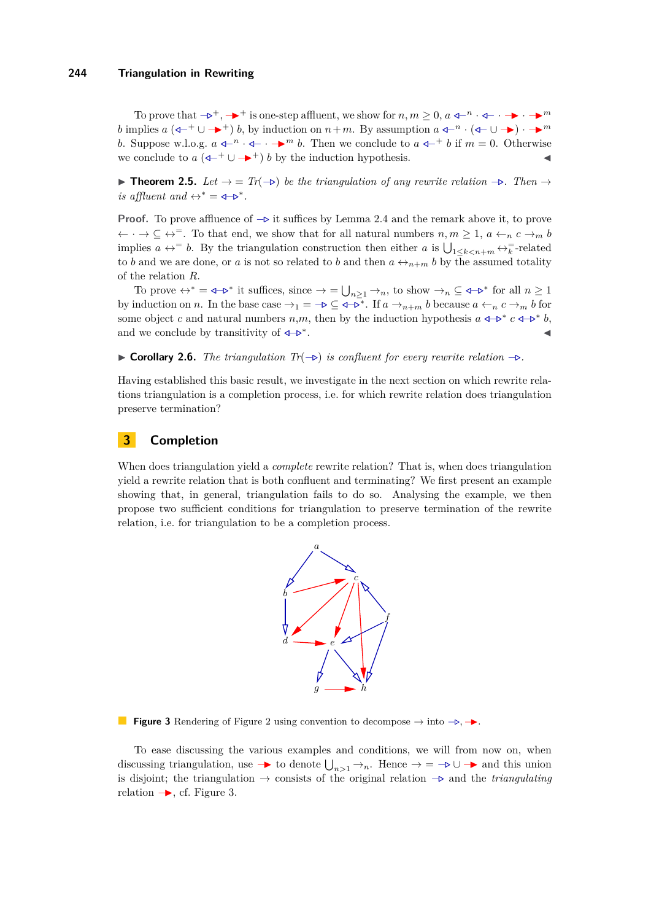To prove that $\rightarrowtriangle^+$, $\mathrel{-\!\!\blacktriangleright}^+$ is one-step affluent, we show for $n, m \geq 0$, $a \leftarrowtriangle^n \cdot \leftarrowtriangle \cdot \mathrel{-\!\!\blacktriangleright} \cdot \mathrel{-\!\!\blacktriangleright}^m$ $b$ implies $a\ (\leftarrowtriangle^+ \cup \mathrel{-\!\!\blacktriangleright}^+)\ b$, by induction on $n+m$. By assumption $a \leftarrowtriangle^n \cdot (\leftarrowtriangle \cup \mathrel{-\!\!\blacktriangleright}) \cdot \mathrel{-\!\!\blacktriangleright}^m$ $b$. Suppose w.l.o.g. $a \leftarrowtriangle^n \cdot \leftarrowtriangle \cdot \mathrel{-\!\!\blacktriangleright}^m b$. Then we conclude to $a \leftarrowtriangle^+ b$ if $m = 0$. Otherwise we conclude to $a\ (\leftarrowtriangle^+ \cup \mathrel{-\!\!\blacktriangleright}^+)\ b$ by the induction hypothesis. ◀

▶ **Theorem 2.5.** *Let $\to = Tr(\rightarrowtriangle)$ be the triangulation of any rewrite relation $\rightarrowtriangle$. Then $\to$ is affluent and $\leftrightarrow^* = \leftrightarrowtriangle^*$.*

**Proof.** To prove affluence of $\rightarrowtriangle$ it suffices by Lemma 2.4 and the remark above it, to prove $\leftarrow \cdot \to \subseteq \leftrightarrow^=$. To that end, we show that for all natural numbers $n, m \geq 1$, $a \leftarrow_n c \to_m b$ implies $a \leftrightarrow^= b$. By the triangulation construction then either $a$ is $\bigcup_{1 \leq k < n+m} \leftrightarrow_k^=$-related to $b$ and we are done, or $a$ is not so related to $b$ and then $a \leftrightarrow_{n+m} b$ by the assumed totality of the relation $R$.

To prove $\leftrightarrow^* = \leftrightarrowtriangle^*$ it suffices, since $\to = \bigcup_{n \geq 1} \to_n$, to show $\to_n \subseteq \leftrightarrowtriangle^*$ for all $n \geq 1$ by induction on $n$. In the base case $\to_1 = \rightarrowtriangle \subseteq \leftrightarrowtriangle^*$. If $a \to_{n+m} b$ because $a \leftarrow_n c \to_m b$ for some object $c$ and natural numbers $n$,$m$, then by the induction hypothesis $a \leftrightarrowtriangle^* c \leftrightarrowtriangle^* b$, and we conclude by transitivity of $\leftrightarrowtriangle^*$. ◀

▶ **Corollary 2.6.** *The triangulation $Tr(\rightarrowtriangle)$ is confluent for every rewrite relation $\rightarrowtriangle$.*

Having established this basic result, we investigate in the next section on which rewrite relations triangulation is a completion process, i.e. for which rewrite relation does triangulation preserve termination?

## 3 Completion

When does triangulation yield a *complete* rewrite relation? That is, when does triangulation yield a rewrite relation that is both confluent and terminating? We first present an example showing that, in general, triangulation fails to do so. Analysing the example, we then propose two sufficient conditions for triangulation to preserve termination of the rewrite relation, i.e. for triangulation to be a completion process.

**Figure 3** Rendering of Figure 2 using convention to decompose $\to$ into $\rightarrowtriangle$, $\mathrel{-\!\!\blacktriangleright}$.

To ease discussing the various examples and conditions, we will from now on, when discussing triangulation, use $\mathrel{-\!\!\blacktriangleright}$ to denote $\bigcup_{n>1} \to_n$. Hence $\to = \rightarrowtriangle \cup \mathrel{-\!\!\blacktriangleright}$ and this union is disjoint; the triangulation $\to$ consists of the original relation $\rightarrowtriangle$ and the *triangulating* relation $\mathrel{-\!\!\blacktriangleright}$, cf. Figure 3.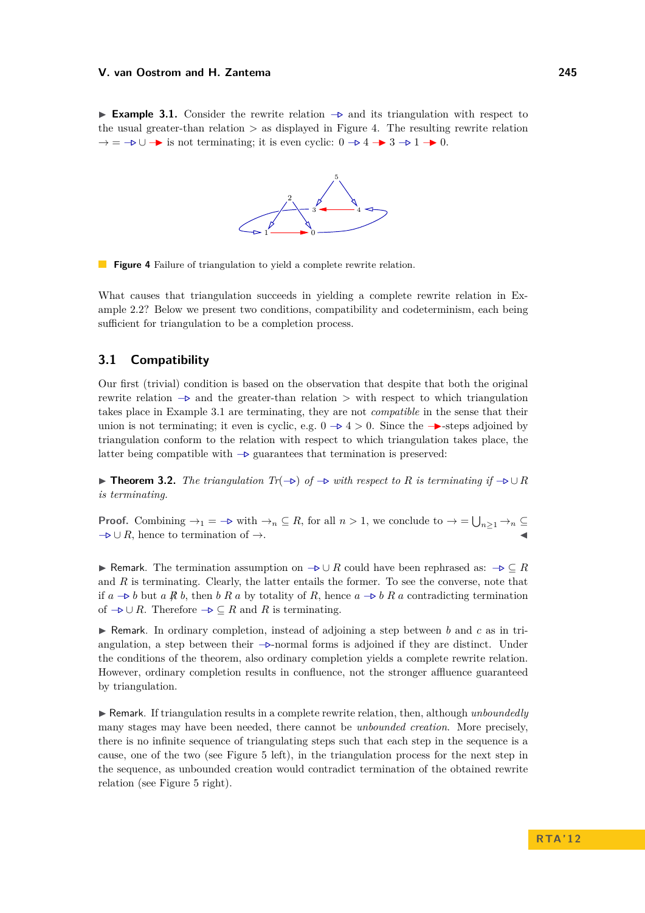▶ **Example 3.1.** Consider the rewrite relation $\rightarrowtriangle$ and its triangulation with respect to the usual greater-than relation $>$ as displayed in Figure 4. The resulting rewrite relation $\to = \rightarrowtriangle \cup \blacktriangleright$ is not terminating; it is even cyclic: $0 \rightarrowtriangle 4 \blacktriangleright 3 \rightarrowtriangle 1 \blacktriangleright 0$.

**Figure 4** Failure of triangulation to yield a complete rewrite relation.

What causes that triangulation succeeds in yielding a complete rewrite relation in Example 2.2? Below we present two conditions, compatibility and codeterminism, each being sufficient for triangulation to be a completion process.

## 3.1 Compatibility

Our first (trivial) condition is based on the observation that despite that both the original rewrite relation $\rightarrowtriangle$ and the greater-than relation $>$ with respect to which triangulation takes place in Example 3.1 are terminating, they are not *compatible* in the sense that their union is not terminating; it even is cyclic, e.g. $0 \rightarrowtriangle 4 > 0$. Since the $\blacktriangleright$-steps adjoined by triangulation conform to the relation with respect to which triangulation takes place, the latter being compatible with $\rightarrowtriangle$ guarantees that termination is preserved:

▶ **Theorem 3.2.** *The triangulation $Tr(\rightarrowtriangle)$ of $\rightarrowtriangle$ with respect to $R$ is terminating if $\rightarrowtriangle \cup R$ is terminating.*

**Proof.** Combining $\to_1 = \rightarrowtriangle$ with $\to_n \subseteq R$, for all $n > 1$, we conclude to $\to = \bigcup_{n \geq 1} \to_n \subseteq \rightarrowtriangle \cup R$, hence to termination of $\to$. ◀

▶ Remark. The termination assumption on $\rightarrowtriangle \cup R$ could have been rephrased as: $\rightarrowtriangle \subseteq R$ and $R$ is terminating. Clearly, the latter entails the former. To see the converse, note that if $a \rightarrowtriangle b$ but $a \not R b$, then $b \, R \, a$ by totality of $R$, hence $a \rightarrowtriangle b \, R \, a$ contradicting termination of $\rightarrowtriangle \cup R$. Therefore $\rightarrowtriangle \subseteq R$ and $R$ is terminating.

▶ Remark. In ordinary completion, instead of adjoining a step between $b$ and $c$ as in triangulation, a step between their $\rightarrowtriangle$-normal forms is adjoined if they are distinct. Under the conditions of the theorem, also ordinary completion yields a complete rewrite relation. However, ordinary completion results in confluence, not the stronger affluence guaranteed by triangulation.

▶ Remark. If triangulation results in a complete rewrite relation, then, although *unboundedly* many stages may have been needed, there cannot be *unbounded creation*. More precisely, there is no infinite sequence of triangulating steps such that each step in the sequence is a cause, one of the two (see Figure 5 left), in the triangulation process for the next step in the sequence, as unbounded creation would contradict termination of the obtained rewrite relation (see Figure 5 right).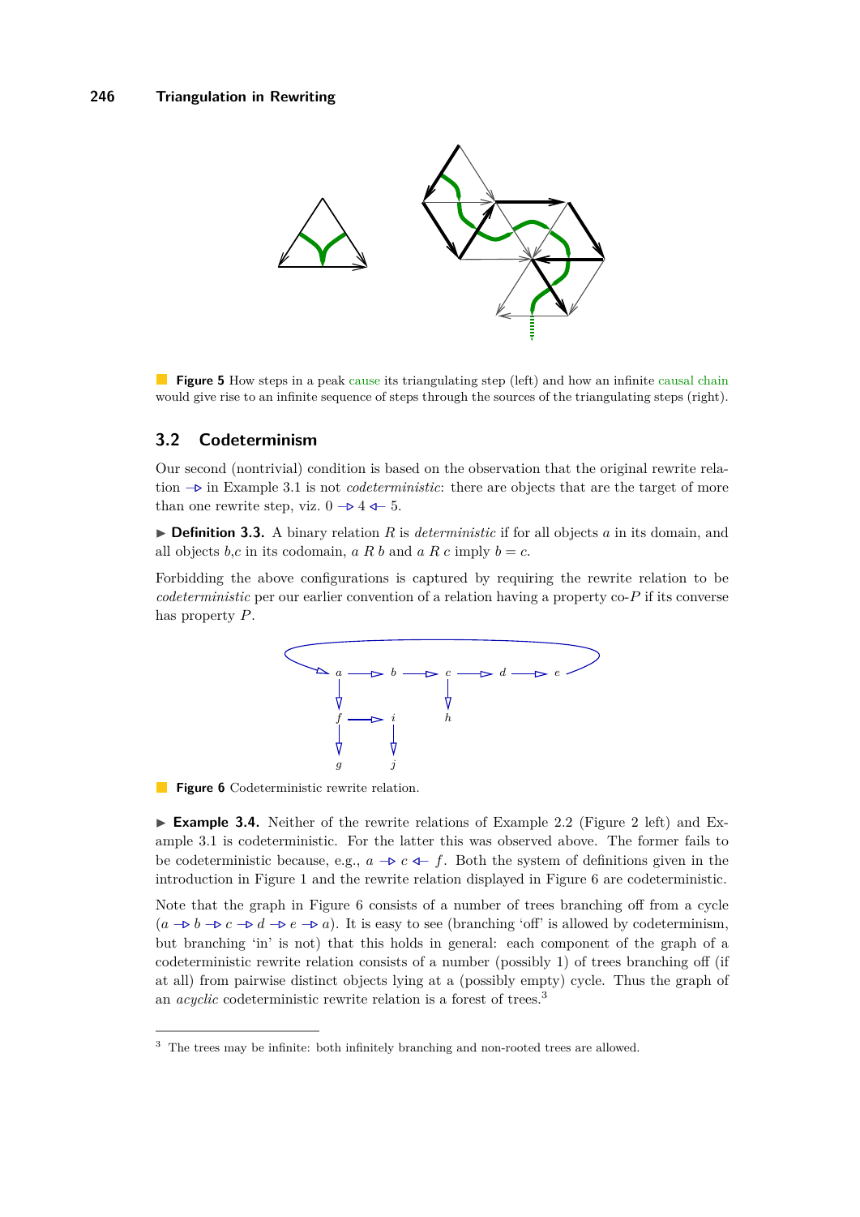**Figure 5** How steps in a peak cause its triangulating step (left) and how an infinite causal chain would give rise to an infinite sequence of steps through the sources of the triangulating steps (right).

## 3.2 Codeterminism

Our second (nontrivial) condition is based on the observation that the original rewrite relation $\rightarrowtriangle$ in Example 3.1 is not *codeterministic*: there are objects that are the target of more than one rewrite step, viz. $0 \rightarrowtriangle 4 \leftarrowtriangle 5$.

▶ **Definition 3.3.** A binary relation $R$ is *deterministic* if for all objects $a$ in its domain, and all objects $b$,$c$ in its codomain, $a\ R\ b$ and $a\ R\ c$ imply $b = c$.

Forbidding the above configurations is captured by requiring the rewrite relation to be *codeterministic* per our earlier convention of a relation having a property co-$P$ if its converse has property $P$.

**Figure 6** Codeterministic rewrite relation.

▶ **Example 3.4.** Neither of the rewrite relations of Example 2.2 (Figure 2 left) and Example 3.1 is codeterministic. For the latter this was observed above. The former fails to be codeterministic because, e.g., $a \rightarrowtriangle c \leftarrowtriangle f$. Both the system of definitions given in the introduction in Figure 1 and the rewrite relation displayed in Figure 6 are codeterministic.

Note that the graph in Figure 6 consists of a number of trees branching off from a cycle ($a \rightarrowtriangle b \rightarrowtriangle c \rightarrowtriangle d \rightarrowtriangle e \rightarrowtriangle a$). It is easy to see (branching 'off' is allowed by codeterminism, but branching 'in' is not) that this holds in general: each component of the graph of a codeterministic rewrite relation consists of a number (possibly 1) of trees branching off (if at all) from pairwise distinct objects lying at a (possibly empty) cycle. Thus the graph of an *acyclic* codeterministic rewrite relation is a forest of trees.[3]

[3] The trees may be infinite: both infinitely branching and non-rooted trees are allowed.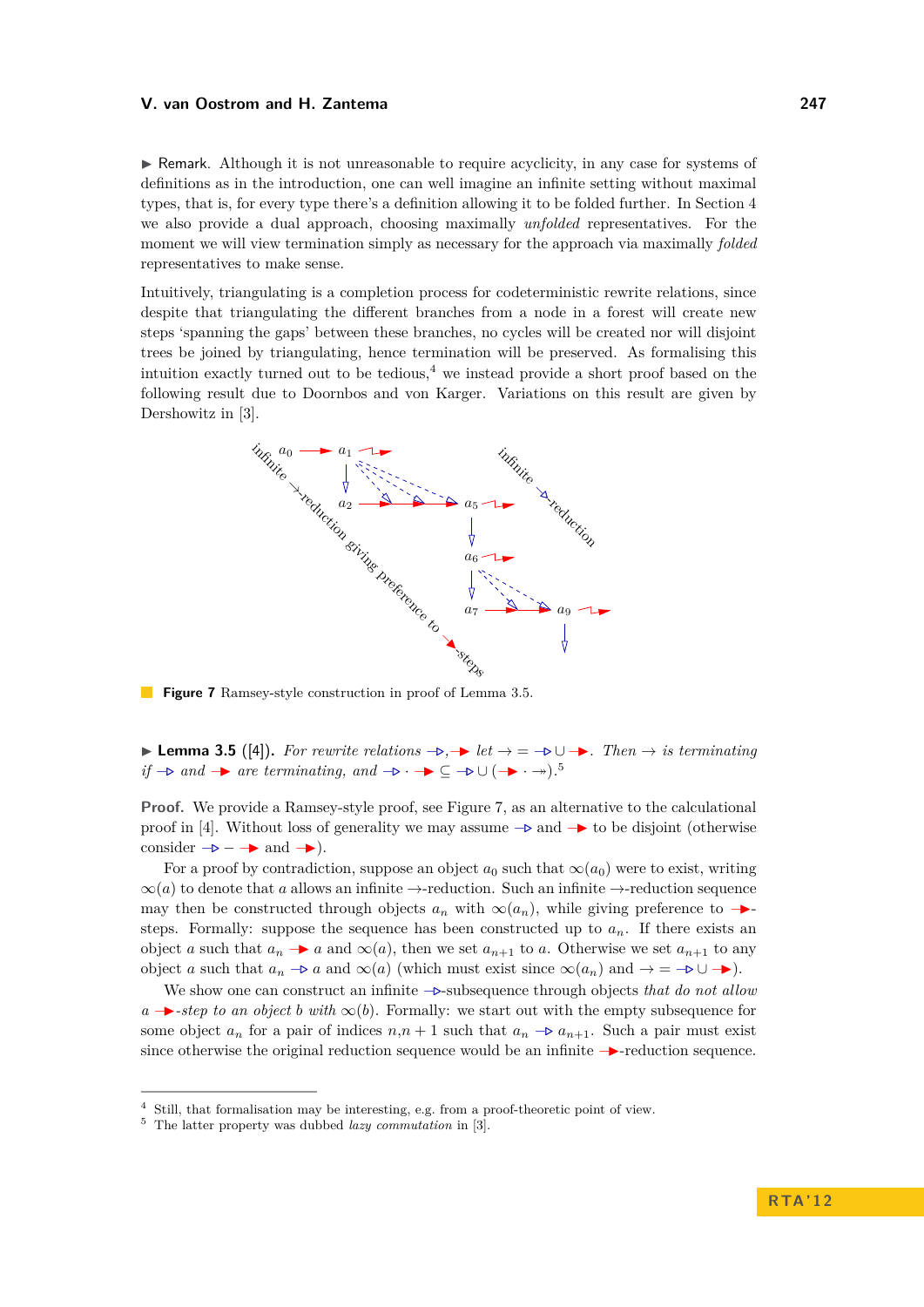▶ Remark. Although it is not unreasonable to require acyclicity, in any case for systems of definitions as in the introduction, one can well imagine an infinite setting without maximal types, that is, for every type there's a definition allowing it to be folded further. In Section 4 we also provide a dual approach, choosing maximally *unfolded* representatives. For the moment we will view termination simply as necessary for the approach via maximally *folded* representatives to make sense.

Intuitively, triangulating is a completion process for codeterministic rewrite relations, since despite that triangulating the different branches from a node in a forest will create new steps 'spanning the gaps' between these branches, no cycles will be created nor will disjoint trees be joined by triangulating, hence termination will be preserved. As formalising this intuition exactly turned out to be tedious,[4] we instead provide a short proof based on the following result due to Doornbos and von Karger. Variations on this result are given by Dershowitz in [3].

**Figure 7** Ramsey-style construction in proof of Lemma 3.5.

▶ **Lemma 3.5** ([4]). *For rewrite relations* $\rightarrowtriangle, \twoheadrightarrow$ *let* $\to = \rightarrowtriangle \cup \twoheadrightarrow$. *Then* $\to$ *is terminating if* $\rightarrowtriangle$ *and* $\twoheadrightarrow$ *are terminating, and* $\rightarrowtriangle \cdot \twoheadrightarrow \subseteq \rightarrowtriangle \cup (\twoheadrightarrow \cdot \twoheadrightarrow\!\!\!\!\to)$.[5]

**Proof.** We provide a Ramsey-style proof, see Figure 7, as an alternative to the calculational proof in [4]. Without loss of generality we may assume $\rightarrowtriangle$ and $\twoheadrightarrow$ to be disjoint (otherwise consider $\rightarrowtriangle - \twoheadrightarrow$ and $\twoheadrightarrow$).

For a proof by contradiction, suppose an object $a_0$ such that $\infty(a_0)$ were to exist, writing $\infty(a)$ to denote that $a$ allows an infinite $\to$-reduction. Such an infinite $\to$-reduction sequence may then be constructed through objects $a_n$ with $\infty(a_n)$, while giving preference to $\twoheadrightarrow$-steps. Formally: suppose the sequence has been constructed up to $a_n$. If there exists an object $a$ such that $a_n \twoheadrightarrow a$ and $\infty(a)$, then we set $a_{n+1}$ to $a$. Otherwise we set $a_{n+1}$ to any object $a$ such that $a_n \rightarrowtriangle a$ and $\infty(a)$ (which must exist since $\infty(a_n)$ and $\to = \rightarrowtriangle \cup \twoheadrightarrow$).

We show one can construct an infinite $\rightarrowtriangle$-subsequence through objects *that do not allow a* $\twoheadrightarrow$*-step to an object b with* $\infty(b)$. Formally: we start out with the empty subsequence for some object $a_n$ for a pair of indices $n,n+1$ such that $a_n \rightarrowtriangle a_{n+1}$. Such a pair must exist since otherwise the original reduction sequence would be an infinite $\twoheadrightarrow$-reduction sequence.

[4] Still, that formalisation may be interesting, e.g. from a proof-theoretic point of view.

[5] The latter property was dubbed *lazy commutation* in [3].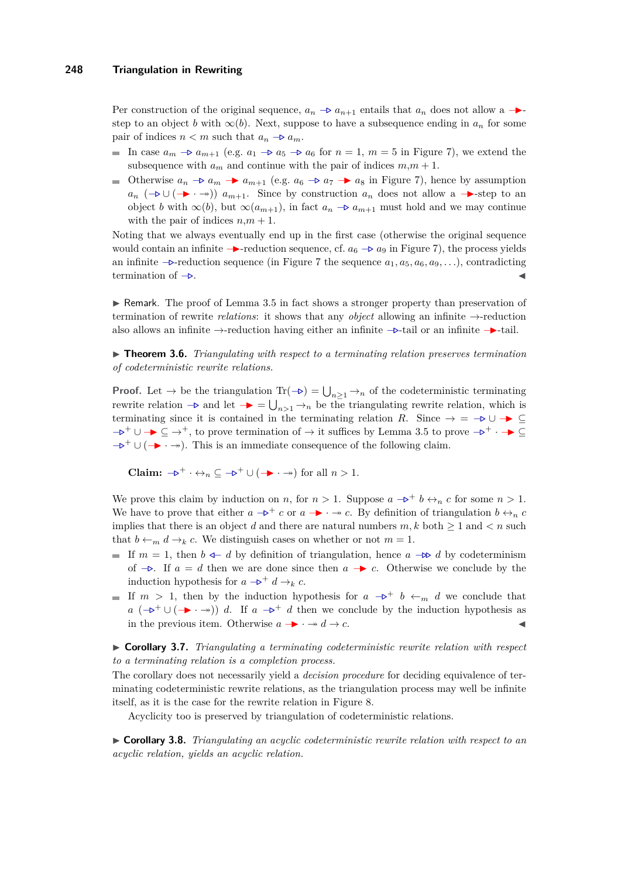Per construction of the original sequence, $a_n \mathrel{-\!\!\rhd} a_{n+1}$ entails that $a_n$ does not allow a $\mathrel{-\!\!\blacktriangleright}$-step to an object $b$ with $\infty(b)$. Next, suppose to have a subsequence ending in $a_n$ for some pair of indices $n < m$ such that $a_n \mathrel{-\!\!\rhd} a_m$.

- In case $a_m \mathrel{-\!\!\rhd} a_{m+1}$ (e.g. $a_1 \mathrel{-\!\!\rhd} a_5 \mathrel{-\!\!\rhd} a_6$ for $n = 1$, $m = 5$ in Figure 7), we extend the subsequence with $a_m$ and continue with the pair of indices $m$,$m + 1$.
- Otherwise $a_n \mathrel{-\!\!\rhd} a_m \mathrel{-\!\!\blacktriangleright} a_{m+1}$ (e.g. $a_6 \mathrel{-\!\!\rhd} a_7 \mathrel{-\!\!\blacktriangleright} a_8$ in Figure 7), hence by assumption $a_n$ $(\mathrel{-\!\!\rhd} \cup (\mathrel{-\!\!\blacktriangleright} \cdot \twoheadrightarrow))$ $a_{m+1}$. Since by construction $a_n$ does not allow a $\mathrel{-\!\!\blacktriangleright}$-step to an object $b$ with $\infty(b)$, but $\infty(a_{m+1})$, in fact $a_n \mathrel{-\!\!\rhd} a_{m+1}$ must hold and we may continue with the pair of indices $n$,$m + 1$.

Noting that we always eventually end up in the first case (otherwise the original sequence would contain an infinite $\mathrel{-\!\!\blacktriangleright}$-reduction sequence, cf. $a_6 \mathrel{-\!\!\rhd} a_9$ in Figure 7), the process yields an infinite $\mathrel{-\!\!\rhd}$-reduction sequence (in Figure 7 the sequence $a_1, a_5, a_6, a_9, \ldots$), contradicting termination of $\mathrel{-\!\!\rhd}$. ◀

▶ Remark. The proof of Lemma 3.5 in fact shows a stronger property than preservation of termination of rewrite *relations*: it shows that any *object* allowing an infinite $\to$-reduction also allows an infinite $\to$-reduction having either an infinite $\mathrel{-\!\!\rhd}$-tail or an infinite $\mathrel{-\!\!\blacktriangleright}$-tail.

▶ **Theorem 3.6.** *Triangulating with respect to a terminating relation preserves termination of codeterministic rewrite relations.*

**Proof.** Let $\to$ be the triangulation $\mathrm{Tr}(\mathrel{-\!\!\rhd}) = \bigcup_{n \geq 1} \to_n$ of the codeterministic terminating rewrite relation $\mathrel{-\!\!\rhd}$ and let $\mathrel{-\!\!\blacktriangleright} = \bigcup_{n>1} \to_n$ be the triangulating rewrite relation, which is terminating since it is contained in the terminating relation $R$. Since $\to \; = \; \mathrel{-\!\!\rhd} \cup \mathrel{-\!\!\blacktriangleright} \; \subseteq \; \mathrel{-\!\!\rhd}^+ \cup \mathrel{-\!\!\blacktriangleright} \; \subseteq \; \to^+$, to prove termination of $\to$ it suffices by Lemma 3.5 to prove $\mathrel{-\!\!\rhd}^+ \cdot \mathrel{-\!\!\blacktriangleright} \; \subseteq \; \mathrel{-\!\!\rhd}^+ \cup (\mathrel{-\!\!\blacktriangleright} \cdot \twoheadrightarrow)$. This is an immediate consequence of the following claim.

**Claim:** $\mathrel{-\!\!\rhd}^+ \cdot \leftrightarrow_n \; \subseteq \; \mathrel{-\!\!\rhd}^+ \cup (\mathrel{-\!\!\blacktriangleright} \cdot \twoheadrightarrow)$ for all $n > 1$.

We prove this claim by induction on $n$, for $n > 1$. Suppose $a \mathrel{-\!\!\rhd}^+ b \leftrightarrow_n c$ for some $n > 1$. We have to prove that either $a \mathrel{-\!\!\rhd}^+ c$ or $a \mathrel{-\!\!\blacktriangleright} \cdot \twoheadrightarrow c$. By definition of triangulation $b \leftrightarrow_n c$ implies that there is an object $d$ and there are natural numbers $m, k$ both $\geq 1$ and $< n$ such that $b \leftarrow_m d \to_k c$. We distinguish cases on whether or not $m = 1$.

- If $m = 1$, then $b \mathrel{\lhd\!\!-} d$ by definition of triangulation, hence $a \mathrel{-\!\!\rhd\!\!\rhd} d$ by codeterminism of $\mathrel{-\!\!\rhd}$. If $a = d$ then we are done since then $a \mathrel{-\!\!\blacktriangleright} c$. Otherwise we conclude by the induction hypothesis for $a \mathrel{-\!\!\rhd}^+ d \to_k c$.
- If $m > 1$, then by the induction hypothesis for $a \mathrel{-\!\!\rhd}^+ b \leftarrow_m d$ we conclude that $a$ $(\mathrel{-\!\!\rhd}^+ \cup (\mathrel{-\!\!\blacktriangleright} \cdot \twoheadrightarrow))$ $d$. If $a \mathrel{-\!\!\rhd}^+ d$ then we conclude by the induction hypothesis as in the previous item. Otherwise $a \mathrel{-\!\!\blacktriangleright} \cdot \twoheadrightarrow d \to c$. ◀

▶ **Corollary 3.7.** *Triangulating a terminating codeterministic rewrite relation with respect to a terminating relation is a completion process.*

The corollary does not necessarily yield a *decision procedure* for deciding equivalence of terminating codeterministic rewrite relations, as the triangulation process may well be infinite itself, as it is the case for the rewrite relation in Figure 8.

Acyclicity too is preserved by triangulation of codeterministic relations.

▶ **Corollary 3.8.** *Triangulating an acyclic codeterministic rewrite relation with respect to an acyclic relation, yields an acyclic relation.*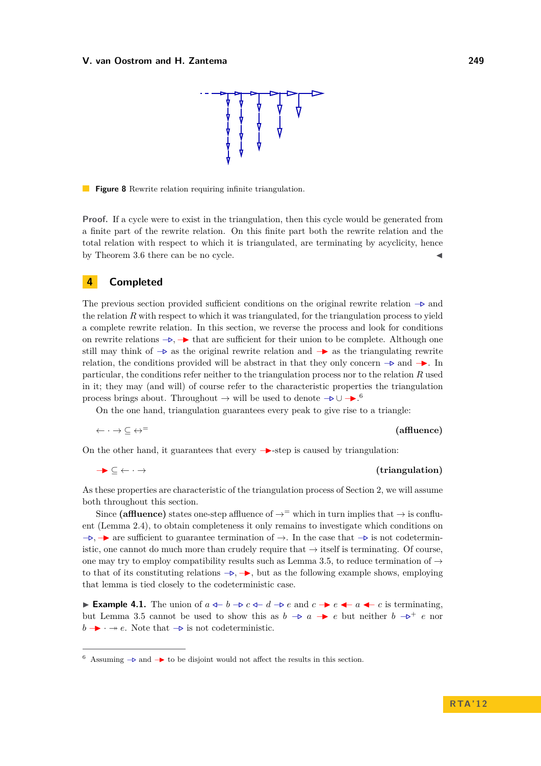**Figure 8** Rewrite relation requiring infinite triangulation.

**Proof.** If a cycle were to exist in the triangulation, then this cycle would be generated from a finite part of the rewrite relation. On this finite part both the rewrite relation and the total relation with respect to which it is triangulated, are terminating by acyclicity, hence by Theorem 3.6 there can be no cycle. ◀

# 4 Completed

The previous section provided sufficient conditions on the original rewrite relation $\mathrel{-\!\triangleright}$ and the relation $R$ with respect to which it was triangulated, for the triangulation process to yield a complete rewrite relation. In this section, we reverse the process and look for conditions on rewrite relations $\mathrel{-\!\triangleright}$, $\mathrel{-\!\blacktriangleright}$ that are sufficient for their union to be complete. Although one still may think of $\mathrel{-\!\triangleright}$ as the original rewrite relation and $\mathrel{-\!\blacktriangleright}$ as the triangulating rewrite relation, the conditions provided will be abstract in that they only concern $\mathrel{-\!\triangleright}$ and $\mathrel{-\!\blacktriangleright}$. In particular, the conditions refer neither to the triangulation process nor to the relation $R$ used in it; they may (and will) of course refer to the characteristic properties the triangulation process brings about. Throughout $\to$ will be used to denote $\mathrel{-\!\triangleright} \cup \mathrel{-\!\blacktriangleright}$.[6]

On the one hand, triangulation guarantees every peak to give rise to a triangle:

$$\leftarrow \cdot \to \;\subseteq\; \leftrightarrow^{=} \qquad \textbf{(affluence)}$$

On the other hand, it guarantees that every $\mathrel{-\!\blacktriangleright}$-step is caused by triangulation:

$$\mathrel{-\!\blacktriangleright} \;\subseteq\; \leftarrow \cdot \to \qquad \textbf{(triangulation)}$$

As these properties are characteristic of the triangulation process of Section 2, we will assume both throughout this section.

Since **(affluence)** states one-step affluence of $\to^{=}$ which in turn implies that $\to$ is confluent (Lemma 2.4), to obtain completeness it only remains to investigate which conditions on $\mathrel{-\!\triangleright}$, $\mathrel{-\!\blacktriangleright}$ are sufficient to guarantee termination of $\to$. In the case that $\mathrel{-\!\triangleright}$ is not codeterministic, one cannot do much more than crudely require that $\to$ itself is terminating. Of course, one may try to employ compatibility results such as Lemma 3.5, to reduce termination of $\to$ to that of its constituting relations $\mathrel{-\!\triangleright}$, $\mathrel{-\!\blacktriangleright}$, but as the following example shows, employing that lemma is tied closely to the codeterministic case.

▶ **Example 4.1.** The union of $a \mathrel{\triangleleft\!-} b \mathrel{-\!\triangleright} c \mathrel{\triangleleft\!-} d \mathrel{-\!\triangleright} e$ and $c \mathrel{-\!\blacktriangleright} e \mathrel{\blacktriangleleft\!-} a \mathrel{\blacktriangleleft\!-} c$ is terminating, but Lemma 3.5 cannot be used to show this as $b \mathrel{-\!\triangleright} a \mathrel{-\!\blacktriangleright} e$ but neither $b \mathrel{-\!\triangleright}^{+} e$ nor $b \mathrel{-\!\blacktriangleright} \cdot \twoheadrightarrow e$. Note that $\mathrel{-\!\triangleright}$ is not codeterministic.

[6] Assuming $\mathrel{-\!\triangleright}$ and $\mathrel{-\!\blacktriangleright}$ to be disjoint would not affect the results in this section.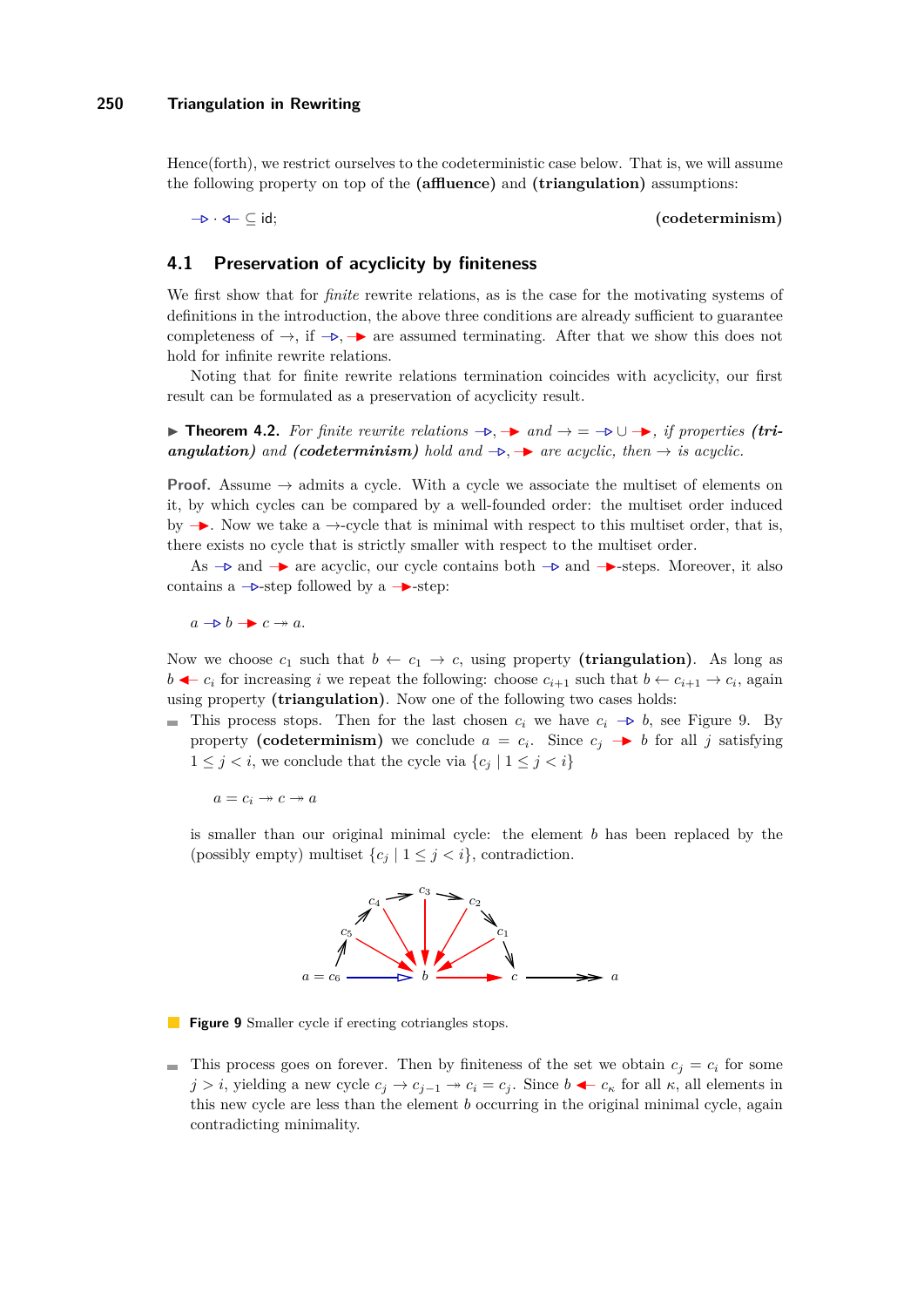Hence(forth), we restrict ourselves to the codeterministic case below. That is, we will assume the following property on top of the **(affluence)** and **(triangulation)** assumptions:

$$\mathrel{-\!\triangleright} \cdot \mathrel{\triangleleft\!-} \subseteq \mathsf{id}; \qquad\qquad \textbf{(codeterminism)}$$

## 4.1 Preservation of acyclicity by finiteness

We first show that for *finite* rewrite relations, as is the case for the motivating systems of definitions in the introduction, the above three conditions are already sufficient to guarantee completeness of $\to$, if $\mathrel{-\!\triangleright}, \mathrel{-\!\blacktriangleright}$ are assumed terminating. After that we show this does not hold for infinite rewrite relations.

Noting that for finite rewrite relations termination coincides with acyclicity, our first result can be formulated as a preservation of acyclicity result.

▶ **Theorem 4.2.** *For finite rewrite relations $\mathrel{-\!\triangleright}, \mathrel{-\!\blacktriangleright}$ and $\to = \mathrel{-\!\triangleright} \cup \mathrel{-\!\blacktriangleright}$, if properties **(triangulation)** and **(codeterminism)** hold and $\mathrel{-\!\triangleright}, \mathrel{-\!\blacktriangleright}$ are acyclic, then $\to$ is acyclic.*

**Proof.** Assume $\to$ admits a cycle. With a cycle we associate the multiset of elements on it, by which cycles can be compared by a well-founded order: the multiset order induced by $\mathrel{-\!\blacktriangleright}$. Now we take a $\to$-cycle that is minimal with respect to this multiset order, that is, there exists no cycle that is strictly smaller with respect to the multiset order.

As $\mathrel{-\!\triangleright}$ and $\mathrel{-\!\blacktriangleright}$ are acyclic, our cycle contains both $\mathrel{-\!\triangleright}$ and $\mathrel{-\!\blacktriangleright}$-steps. Moreover, it also contains a $\mathrel{-\!\triangleright}$-step followed by a $\mathrel{-\!\blacktriangleright}$-step:

$$a \mathrel{-\!\triangleright} b \mathrel{-\!\blacktriangleright} c \twoheadrightarrow a.$$

Now we choose $c_1$ such that $b \leftarrow c_1 \to c$, using property **(triangulation)**. As long as $b \mathrel{\blacktriangleleft\!-} c_i$ for increasing $i$ we repeat the following: choose $c_{i+1}$ such that $b \leftarrow c_{i+1} \to c_i$, again using property **(triangulation)**. Now one of the following two cases holds:

- This process stops. Then for the last chosen $c_i$ we have $c_i \mathrel{-\!\triangleright} b$, see Figure 9. By property **(codeterminism)** we conclude $a = c_i$. Since $c_j \mathrel{-\!\blacktriangleright} b$ for all $j$ satisfying $1 \leq j < i$, we conclude that the cycle via $\{c_j \mid 1 \leq j < i\}$

  $$a = c_i \twoheadrightarrow c \twoheadrightarrow a$$

  is smaller than our original minimal cycle: the element $b$ has been replaced by the (possibly empty) multiset $\{c_j \mid 1 \leq j < i\}$, contradiction.

**Figure 9** Smaller cycle if erecting cotriangles stops.

- This process goes on forever. Then by finiteness of the set we obtain $c_j = c_i$ for some $j > i$, yielding a new cycle $c_j \to c_{j-1} \twoheadrightarrow c_i = c_j$. Since $b \mathrel{\blacktriangleleft\!-} c_\kappa$ for all $\kappa$, all elements in this new cycle are less than the element $b$ occurring in the original minimal cycle, again contradicting minimality.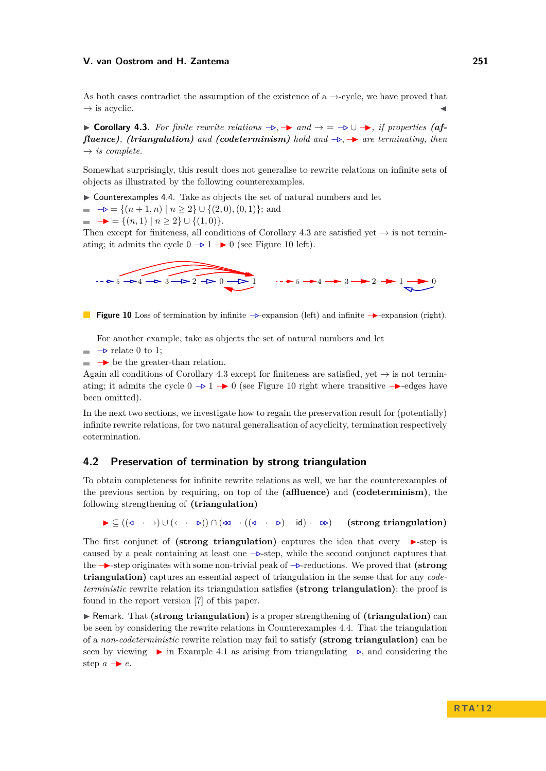As both cases contradict the assumption of the existence of a $\to$-cycle, we have proved that $\to$ is acyclic. ◀

▶ **Corollary 4.3.** *For finite rewrite relations* $\rightarrowtriangle$, $\blacktriangleright$ *and* $\to = \rightarrowtriangle \cup \blacktriangleright$, *if properties* ***(affluence)****,* ***(triangulation)*** *and* ***(codeterminism)*** *hold and* $\rightarrowtriangle$, $\blacktriangleright$ *are terminating, then* $\to$ *is complete.*

Somewhat surprisingly, this result does not generalise to rewrite relations on infinite sets of objects as illustrated by the following counterexamples.

▶ Counterexamples 4.4. Take as objects the set of natural numbers and let

- $\rightarrowtriangle = \{(n+1, n) \mid n \geq 2\} \cup \{(2,0),(0,1)\}$; and
- $\blacktriangleright = \{(n,1) \mid n \geq 2\} \cup \{(1,0)\}$.

Then except for finiteness, all conditions of Corollary 4.3 are satisfied yet $\to$ is not terminating; it admits the cycle $0 \rightarrowtriangle 1 \blacktriangleright 0$ (see Figure 10 left).

**Figure 10** Loss of termination by infinite $\rightarrowtriangle$-expansion (left) and infinite $\blacktriangleright$-expansion (right).

For another example, take as objects the set of natural numbers and let

- $\rightarrowtriangle$ relate 0 to 1;
- $\blacktriangleright$ be the greater-than relation.

Again all conditions of Corollary 4.3 except for finiteness are satisfied, yet $\to$ is not terminating; it admits the cycle $0 \rightarrowtriangle 1 \blacktriangleright 0$ (see Figure 10 right where transitive $\blacktriangleright$-edges have been omitted).

In the next two sections, we investigate how to regain the preservation result for (potentially) infinite rewrite relations, for two natural generalisation of acyclicity, termination respectively cotermination.

## 4.2 Preservation of termination by strong triangulation

To obtain completeness for infinite rewrite relations as well, we bar the counterexamples of the previous section by requiring, on top of the **(affluence)** and **(codeterminism)**, the following strengthening of **(triangulation)**

$$\blacktriangleright \subseteq ((\vartriangleleft\!\!- \cdot \to) \cup (\leftarrow \cdot \rightarrowtriangle)) \cap (\twoheadleftarrow\!\!\vartriangleleft \cdot ((\vartriangleleft\!\!- \cdot \rightarrowtriangle) - \mathsf{id}) \cdot \rightarrowtriangle\!\!\!\rhd) \qquad \textbf{(strong triangulation)}$$

The first conjunct of **(strong triangulation)** captures the idea that every $\blacktriangleright$-step is caused by a peak containing at least one $\rightarrowtriangle$-step, while the second conjunct captures that the $\blacktriangleright$-step originates with some non-trivial peak of $\rightarrowtriangle$-reductions. We proved that **(strong triangulation)** captures an essential aspect of triangulation in the sense that for any *codeterministic* rewrite relation its triangulation satisfies **(strong triangulation)**; the proof is found in the report version [7] of this paper.

▶ Remark. That **(strong triangulation)** is a proper strengthening of **(triangulation)** can be seen by considering the rewrite relations in Counterexamples 4.4. That the triangulation of a *non-codeterministic* rewrite relation may fail to satisfy **(strong triangulation)** can be seen by viewing $\blacktriangleright$ in Example 4.1 as arising from triangulating $\rightarrowtriangle$, and considering the step $a \blacktriangleright e$.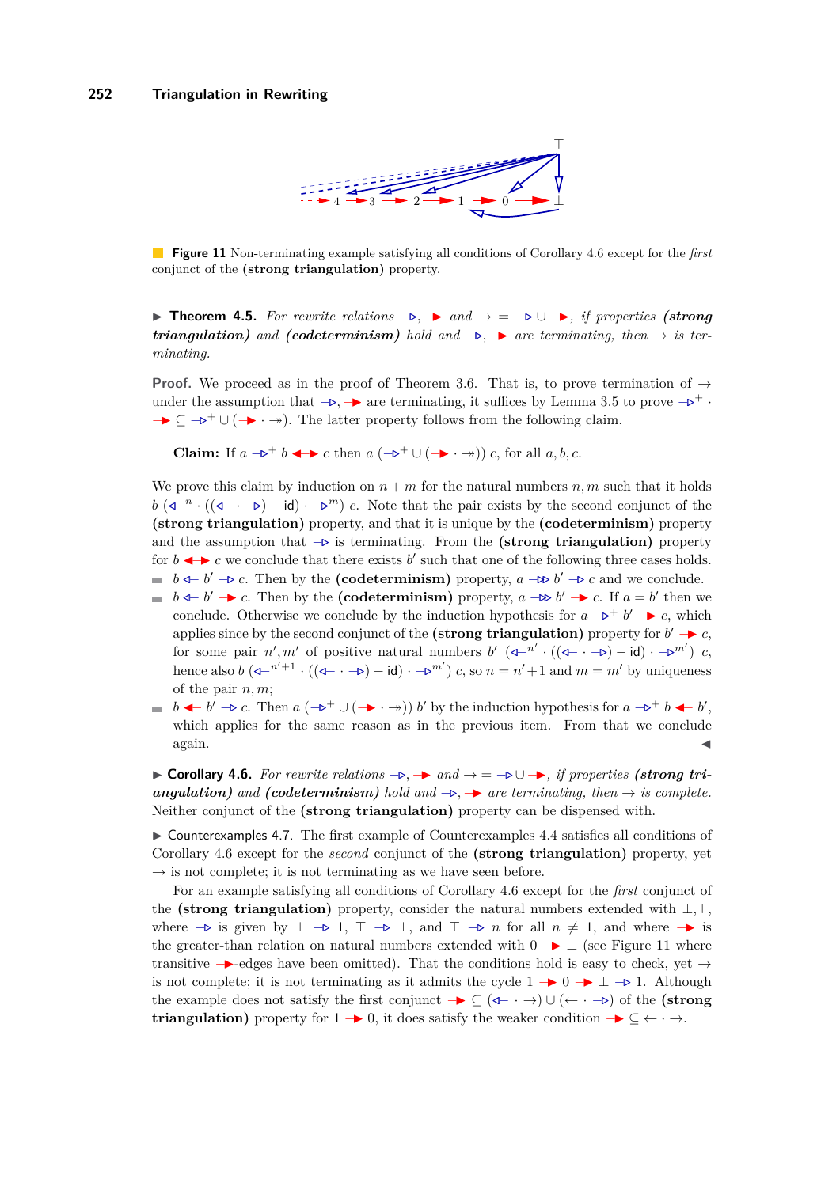**Figure 11** Non-terminating example satisfying all conditions of Corollary 4.6 except for the *first* conjunct of the **(strong triangulation)** property.

▶ **Theorem 4.5.** *For rewrite relations* $\mathrel{-\!\triangleright}$, $\mathrel{-\!\blacktriangleright}$ *and* $\to\, = \,\mathrel{-\!\triangleright} \cup \mathrel{-\!\blacktriangleright}$, *if properties* ***(strong triangulation)*** *and* ***(codeterminism)*** *hold and* $\mathrel{-\!\triangleright}$, $\mathrel{-\!\blacktriangleright}$ *are terminating, then* $\to$ *is terminating.*

**Proof.** We proceed as in the proof of Theorem 3.6. That is, to prove termination of $\to$ under the assumption that $\mathrel{-\!\triangleright}$, $\mathrel{-\!\blacktriangleright}$ are terminating, it suffices by Lemma 3.5 to prove $\mathrel{-\!\triangleright}^{+} \cdot \mathrel{-\!\blacktriangleright} \subseteq \mathrel{-\!\triangleright}^{+} \cup (\mathrel{-\!\blacktriangleright} \cdot \twoheadrightarrow)$. The latter property follows from the following claim.

**Claim:** If $a \mathrel{-\!\triangleright}^{+} b \mathrel{\blacktriangleleft\!\!-\!\!\blacktriangleright} c$ then $a\ (\mathrel{-\!\triangleright}^{+} \cup (\mathrel{-\!\blacktriangleright} \cdot \twoheadrightarrow))\ c$, for all $a, b, c$.

We prove this claim by induction on $n + m$ for the natural numbers $n, m$ such that it holds $b\ (\mathrel{\triangleleft\!-}^{n} \cdot ((\mathrel{\triangleleft\!-} \cdot \mathrel{-\!\triangleright}) - \mathsf{id}) \cdot \mathrel{-\!\triangleright}^{m})\ c$. Note that the pair exists by the second conjunct of the **(strong triangulation)** property, and that it is unique by the **(codeterminism)** property and the assumption that $\mathrel{-\!\triangleright}$ is terminating. From the **(strong triangulation)** property for $b \mathrel{\blacktriangleleft\!\!-\!\!\blacktriangleright} c$ we conclude that there exists $b'$ such that one of the following three cases holds.

- $b \mathrel{\triangleleft\!-} b' \mathrel{-\!\triangleright} c$. Then by the **(codeterminism)** property, $a \mathrel{-\!\triangleright\!\!\triangleright} b' \mathrel{-\!\triangleright} c$ and we conclude.
- $b \mathrel{\triangleleft\!-} b' \mathrel{-\!\blacktriangleright} c$. Then by the **(codeterminism)** property, $a \mathrel{-\!\triangleright\!\!\triangleright} b' \mathrel{-\!\blacktriangleright} c$. If $a = b'$ then we conclude. Otherwise we conclude by the induction hypothesis for $a \mathrel{-\!\triangleright}^{+} b' \mathrel{-\!\blacktriangleright} c$, which applies since by the second conjunct of the **(strong triangulation)** property for $b' \mathrel{-\!\blacktriangleright} c$, for some pair $n', m'$ of positive natural numbers $b'\ (\mathrel{\triangleleft\!-}^{n'} \cdot ((\mathrel{\triangleleft\!-} \cdot \mathrel{-\!\triangleright}) - \mathsf{id}) \cdot \mathrel{-\!\triangleright}^{m'})\ c$, hence also $b\ (\mathrel{\triangleleft\!-}^{n'+1} \cdot ((\mathrel{\triangleleft\!-} \cdot \mathrel{-\!\triangleright}) - \mathsf{id}) \cdot \mathrel{-\!\triangleright}^{m'})\ c$, so $n = n' + 1$ and $m = m'$ by uniqueness of the pair $n, m$;
- $b \mathrel{\blacktriangleleft\!-} b' \mathrel{-\!\triangleright} c$. Then $a\ (\mathrel{-\!\triangleright}^{+} \cup (\mathrel{-\!\blacktriangleright} \cdot \twoheadrightarrow))\ b'$ by the induction hypothesis for $a \mathrel{-\!\triangleright}^{+} b \mathrel{\blacktriangleleft\!-} b'$, which applies for the same reason as in the previous item. From that we conclude again. ◀

▶ **Corollary 4.6.** *For rewrite relations* $\mathrel{-\!\triangleright}$, $\mathrel{-\!\blacktriangleright}$ *and* $\to\, = \,\mathrel{-\!\triangleright} \cup \mathrel{-\!\blacktriangleright}$, *if properties* ***(strong triangulation)*** *and* ***(codeterminism)*** *hold and* $\mathrel{-\!\triangleright}$, $\mathrel{-\!\blacktriangleright}$ *are terminating, then* $\to$ *is complete.* Neither conjunct of the **(strong triangulation)** property can be dispensed with.

▶ Counterexamples 4.7. The first example of Counterexamples 4.4 satisfies all conditions of Corollary 4.6 except for the *second* conjunct of the **(strong triangulation)** property, yet $\to$ is not complete; it is not terminating as we have seen before.

For an example satisfying all conditions of Corollary 4.6 except for the *first* conjunct of the **(strong triangulation)** property, consider the natural numbers extended with $\bot, \top$, where $\mathrel{-\!\triangleright}$ is given by $\bot \mathrel{-\!\triangleright} 1$, $\top \mathrel{-\!\triangleright} \bot$, and $\top \mathrel{-\!\triangleright} n$ for all $n \neq 1$, and where $\mathrel{-\!\blacktriangleright}$ is the greater-than relation on natural numbers extended with $0 \mathrel{-\!\blacktriangleright} \bot$ (see Figure 11 where transitive $\mathrel{-\!\blacktriangleright}$-edges have been omitted). That the conditions hold is easy to check, yet $\to$ is not complete; it is not terminating as it admits the cycle $1 \mathrel{-\!\blacktriangleright} 0 \mathrel{-\!\blacktriangleright} \bot \mathrel{-\!\triangleright} 1$. Although the example does not satisfy the first conjunct $\mathrel{-\!\blacktriangleright} \subseteq (\mathrel{\triangleleft\!-} \cdot \to) \cup (\leftarrow \cdot \mathrel{-\!\triangleright})$ of the **(strong triangulation)** property for $1 \mathrel{-\!\blacktriangleright} 0$, it does satisfy the weaker condition $\mathrel{-\!\blacktriangleright} \subseteq \leftarrow \cdot \to$.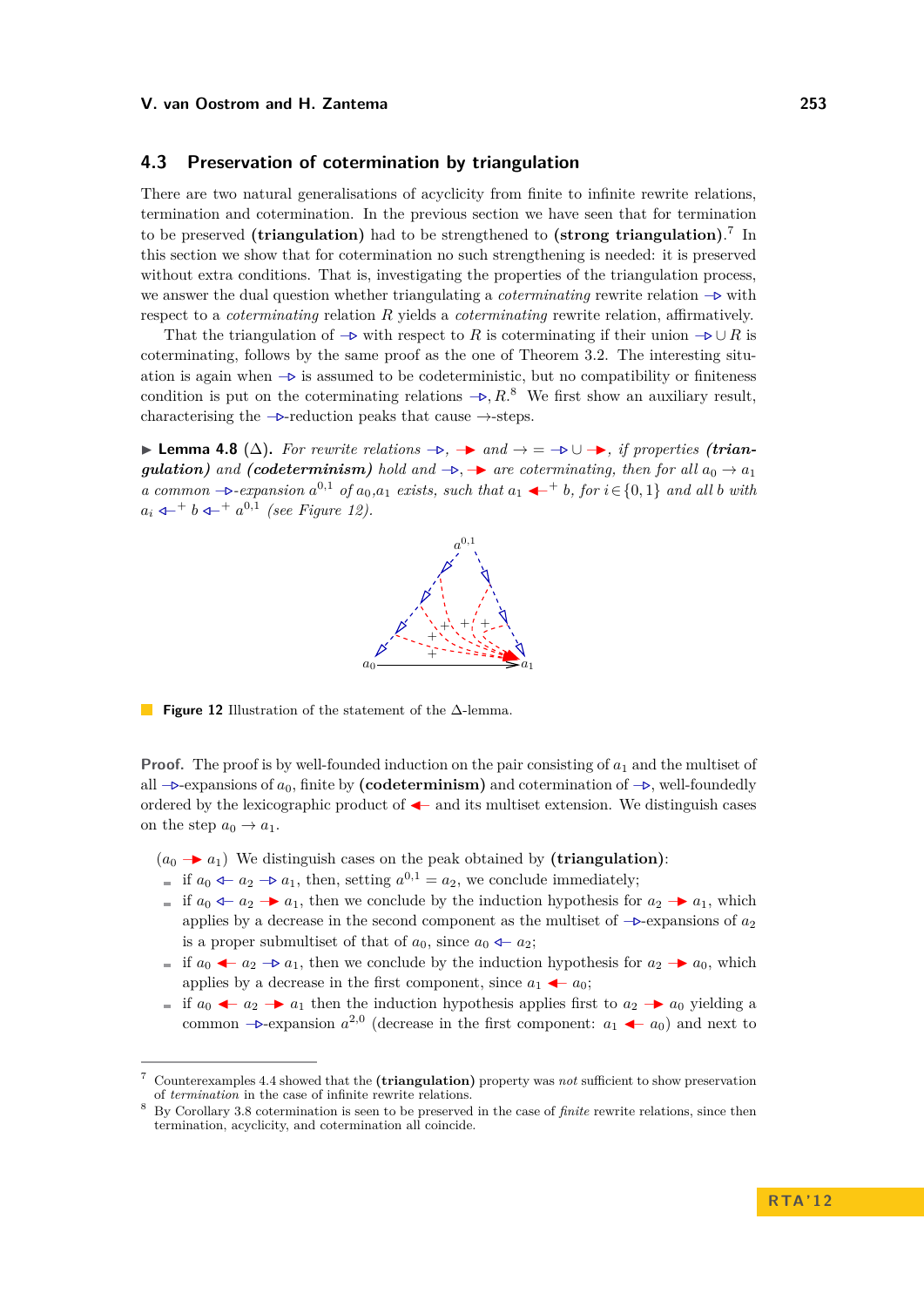## 4.3 Preservation of cotermination by triangulation

There are two natural generalisations of acyclicity from finite to infinite rewrite relations, termination and cotermination. In the previous section we have seen that for termination to be preserved **(triangulation)** had to be strengthened to **(strong triangulation)**.[7] In this section we show that for cotermination no such strengthening is needed: it is preserved without extra conditions. That is, investigating the properties of the triangulation process, we answer the dual question whether triangulating a *coterminating* rewrite relation $\rightarrowtriangle$ with respect to a *coterminating* relation $R$ yields a *coterminating* rewrite relation, affirmatively.

That the triangulation of $\rightarrowtriangle$ with respect to $R$ is coterminating if their union $\rightarrowtriangle \cup R$ is coterminating, follows by the same proof as the one of Theorem 3.2. The interesting situation is again when $\rightarrowtriangle$ is assumed to be codeterministic, but no compatibility or finiteness condition is put on the coterminating relations $\rightarrowtriangle, R$.[8] We first show an auxiliary result, characterising the $\rightarrowtriangle$-reduction peaks that cause $\to$-steps.

▶ **Lemma 4.8** ($\Delta$). *For rewrite relations $\rightarrowtriangle$, $\twoheadrightarrow$ and $\to = \rightarrowtriangle \cup \twoheadrightarrow$, if properties **(triangulation)** and **(codeterminism)** hold and $\rightarrowtriangle, \twoheadrightarrow$ are coterminating, then for all $a_0 \to a_1$ a common $\rightarrowtriangle$-expansion $a^{0,1}$ of $a_0, a_1$ exists, such that $a_1 \twoheadleftarrow^+ b$, for $i \in \{0,1\}$ and all $b$ with $a_i \leftarrowtriangle^+ b \leftarrowtriangle^+ a^{0,1}$ (see Figure 12).*

**Figure 12** Illustration of the statement of the $\Delta$-lemma.

**Proof.** The proof is by well-founded induction on the pair consisting of $a_1$ and the multiset of all $\rightarrowtriangle$-expansions of $a_0$, finite by **(codeterminism)** and cotermination of $\rightarrowtriangle$, well-foundedly ordered by the lexicographic product of $\twoheadleftarrow$ and its multiset extension. We distinguish cases on the step $a_0 \to a_1$.

($a_0 \twoheadrightarrow a_1$) We distinguish cases on the peak obtained by **(triangulation)**:

- if $a_0 \leftarrowtriangle a_2 \rightarrowtriangle a_1$, then, setting $a^{0,1} = a_2$, we conclude immediately;
- if $a_0 \leftarrowtriangle a_2 \twoheadrightarrow a_1$, then we conclude by the induction hypothesis for $a_2 \twoheadrightarrow a_1$, which applies by a decrease in the second component as the multiset of $\rightarrowtriangle$-expansions of $a_2$ is a proper submultiset of that of $a_0$, since $a_0 \leftarrowtriangle a_2$;
- if $a_0 \twoheadleftarrow a_2 \rightarrowtriangle a_1$, then we conclude by the induction hypothesis for $a_2 \twoheadrightarrow a_0$, which applies by a decrease in the first component, since $a_1 \twoheadleftarrow a_0$;
- if $a_0 \twoheadleftarrow a_2 \twoheadrightarrow a_1$ then the induction hypothesis applies first to $a_2 \twoheadrightarrow a_0$ yielding a common $\rightarrowtriangle$-expansion $a^{2,0}$ (decrease in the first component: $a_1 \twoheadleftarrow a_0$) and next to

---

[7] Counterexamples 4.4 showed that the **(triangulation)** property was *not* sufficient to show preservation of *termination* in the case of infinite rewrite relations.

[8] By Corollary 3.8 cotermination is seen to be preserved in the case of *finite* rewrite relations, since then termination, acyclicity, and cotermination all coincide.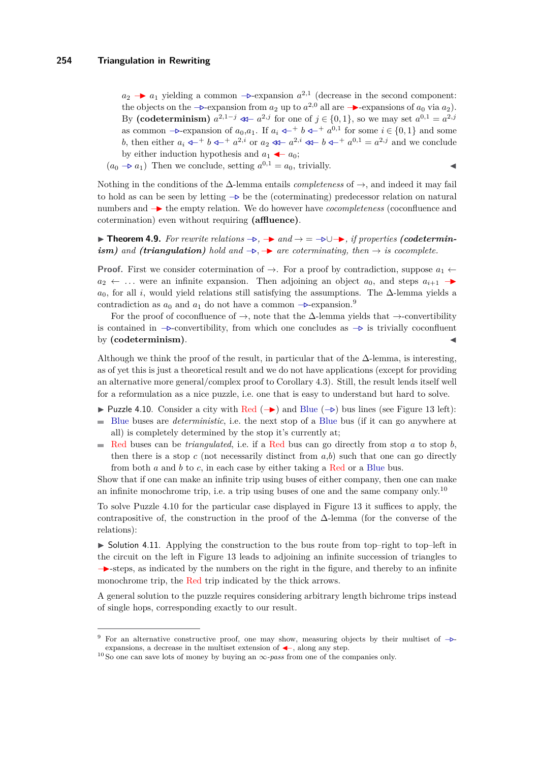$a_2 \to a_1$ yielding a common $\rhd$-expansion $a^{2,1}$ (decrease in the second component: the objects on the $\rhd$-expansion from $a_2$ up to $a^{2,0}$ all are $\blacktriangleright$-expansions of $a_0$ via $a_2$). By **(codeterminism)** $a^{2,1-j} \twoheadleftarrow a^{2,j}$ for one of $j \in \{0,1\}$, so we may set $a^{0,1} = a^{2,j}$ as common $\rhd$-expansion of $a_0,a_1$. If $a_i \leftarrow^+ b \leftarrow^+ a^{0,1}$ for some $i \in \{0,1\}$ and some $b$, then either $a_i \leftarrow^+ b \leftarrow^+ a^{2,i}$ or $a_2 \twoheadleftarrow a^{2,i} \twoheadleftarrow b \leftarrow^+ a^{0,1} = a^{2,j}$ and we conclude by either induction hypothesis and $a_1 \leftarrow a_0$;

($a_0 \rhd a_1$) Then we conclude, setting $a^{0,1} = a_0$, trivially. ◀

Nothing in the conditions of the Δ-lemma entails *completeness* of →, and indeed it may fail to hold as can be seen by letting $\rhd$ be the (coterminating) predecessor relation on natural numbers and $\blacktriangleright$ the empty relation. We do however have *cocompleteness* (coconfluence and cotermination) even without requiring **(affluence)**.

▶ **Theorem 4.9.** *For rewrite relations* $\rhd$, $\blacktriangleright$ *and* $\to = \rhd \cup \blacktriangleright$, *if properties* ***(codeterminism)*** *and* ***(triangulation)*** *hold and* $\rhd$, $\blacktriangleright$ *are coterminating, then* $\to$ *is cocomplete.*

**Proof.** First we consider cotermination of →. For a proof by contradiction, suppose $a_1 \leftarrow a_2 \leftarrow \ldots$ were an infinite expansion. Then adjoining an object $a_0$, and steps $a_{i+1} \blacktriangleright a_0$, for all $i$, would yield relations still satisfying the assumptions. The Δ-lemma yields a contradiction as $a_0$ and $a_1$ do not have a common $\rhd$-expansion.[9]

For the proof of coconfluence of →, note that the Δ-lemma yields that →-convertibility is contained in $\rhd$-convertibility, from which one concludes as $\rhd$ is trivially coconfluent by **(codeterminism)**. ◀

Although we think the proof of the result, in particular that of the Δ-lemma, is interesting, as of yet this is just a theoretical result and we do not have applications (except for providing an alternative more general/complex proof to Corollary 4.3). Still, the result lends itself well for a reformulation as a nice puzzle, i.e. one that is easy to understand but hard to solve.

▶ Puzzle 4.10. Consider a city with Red ($\blacktriangleright$) and Blue ($\rhd$) bus lines (see Figure 13 left):

- Blue buses are *deterministic*, i.e. the next stop of a Blue bus (if it can go anywhere at all) is completely determined by the stop it's currently at;
- Red buses can be *triangulated*, i.e. if a Red bus can go directly from stop $a$ to stop $b$, then there is a stop $c$ (not necessarily distinct from $a$,$b$) such that one can go directly from both $a$ and $b$ to $c$, in each case by either taking a Red or a Blue bus.

Show that if one can make an infinite trip using buses of either company, then one can make an infinite monochrome trip, i.e. a trip using buses of one and the same company only.[10]

To solve Puzzle 4.10 for the particular case displayed in Figure 13 it suffices to apply, the contrapositive of, the construction in the proof of the Δ-lemma (for the converse of the relations):

▶ Solution 4.11. Applying the construction to the bus route from top–right to top–left in the circuit on the left in Figure 13 leads to adjoining an infinite succession of triangles to $\blacktriangleright$-steps, as indicated by the numbers on the right in the figure, and thereby to an infinite monochrome trip, the Red trip indicated by the thick arrows.

A general solution to the puzzle requires considering arbitrary length bichrome trips instead of single hops, corresponding exactly to our result.

---

[9] For an alternative constructive proof, one may show, measuring objects by their multiset of $\rhd$-expansions, a decrease in the multiset extension of $\leftarrow$, along any step.

[10] So one can save lots of money by buying an ∞-*pass* from one of the companies only.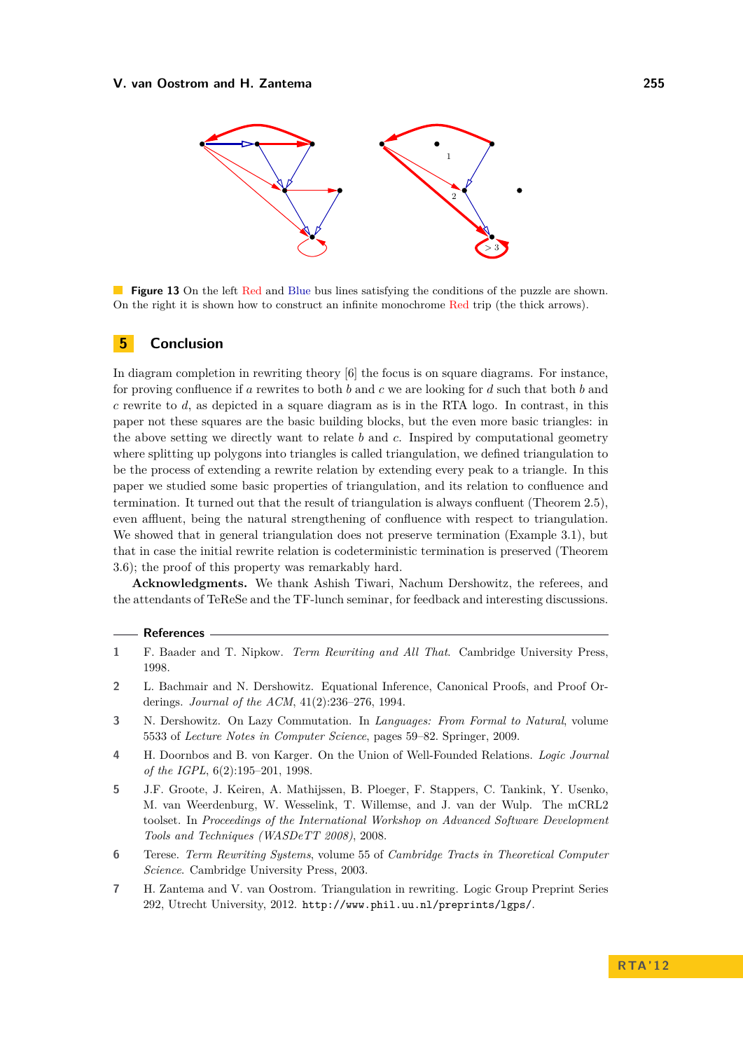1

2

> 3

**Figure 13** On the left Red and Blue bus lines satisfying the conditions of the puzzle are shown. On the right it is shown how to construct an infinite monochrome Red trip (the thick arrows).

## 5 Conclusion

In diagram completion in rewriting theory [6] the focus is on square diagrams. For instance, for proving confluence if $a$ rewrites to both $b$ and $c$ we are looking for $d$ such that both $b$ and $c$ rewrite to $d$, as depicted in a square diagram as is in the RTA logo. In contrast, in this paper not these squares are the basic building blocks, but the even more basic triangles: in the above setting we directly want to relate $b$ and $c$. Inspired by computational geometry where splitting up polygons into triangles is called triangulation, we defined triangulation to be the process of extending a rewrite relation by extending every peak to a triangle. In this paper we studied some basic properties of triangulation, and its relation to confluence and termination. It turned out that the result of triangulation is always confluent (Theorem 2.5), even affluent, being the natural strengthening of confluence with respect to triangulation. We showed that in general triangulation does not preserve termination (Example 3.1), but that in case the initial rewrite relation is codeterministic termination is preserved (Theorem 3.6); the proof of this property was remarkably hard.

**Acknowledgments.** We thank Ashish Tiwari, Nachum Dershowitz, the referees, and the attendants of TeReSe and the TF-lunch seminar, for feedback and interesting discussions.

### References

1. F. Baader and T. Nipkow. *Term Rewriting and All That*. Cambridge University Press, 1998.
2. L. Bachmair and N. Dershowitz. Equational Inference, Canonical Proofs, and Proof Orderings. *Journal of the ACM*, 41(2):236–276, 1994.
3. N. Dershowitz. On Lazy Commutation. In *Languages: From Formal to Natural*, volume 5533 of *Lecture Notes in Computer Science*, pages 59–82. Springer, 2009.
4. H. Doornbos and B. von Karger. On the Union of Well-Founded Relations. *Logic Journal of the IGPL*, 6(2):195–201, 1998.
5. J.F. Groote, J. Keiren, A. Mathijssen, B. Ploeger, F. Stappers, C. Tankink, Y. Usenko, M. van Weerdenburg, W. Wesselink, T. Willemse, and J. van der Wulp. The mCRL2 toolset. In *Proceedings of the International Workshop on Advanced Software Development Tools and Techniques (WASDeTT 2008)*, 2008.
6. Terese. *Term Rewriting Systems*, volume 55 of *Cambridge Tracts in Theoretical Computer Science*. Cambridge University Press, 2003.
7. H. Zantema and V. van Oostrom. Triangulation in rewriting. Logic Group Preprint Series 292, Utrecht University, 2012. http://www.phil.uu.nl/preprints/lgps/.